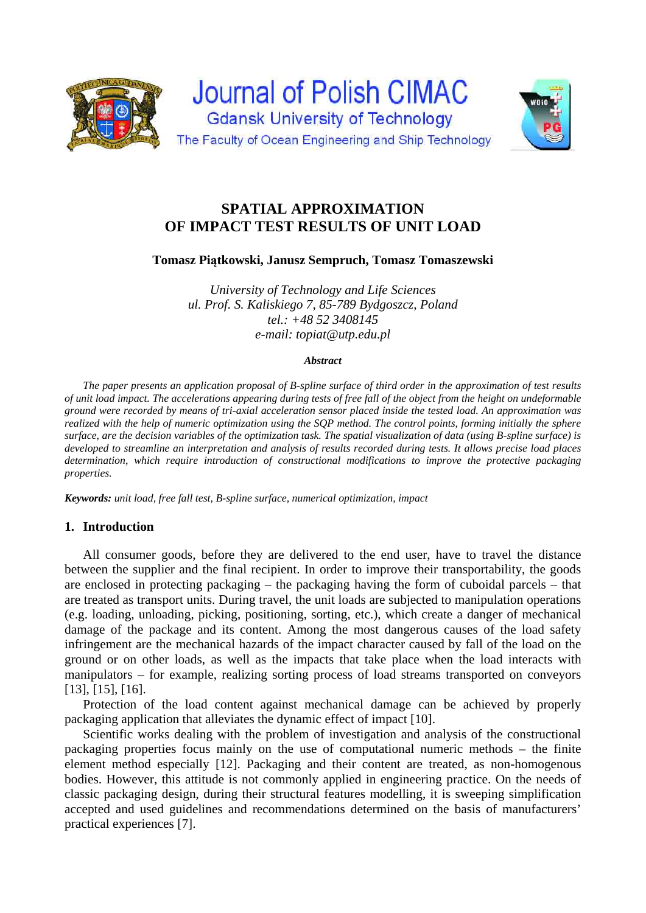Journal of Polish CIMAC

Gdansk University of Technology

The Faculty of Ocean Engineering and Ship Technology

# SPATIAL APPROXIMATION OF IMPACT TEST RESULTS OF UNIT LOAD

**Tomasz Piątkowski, Janusz Sempruch, Tomasz Tomaszewski**

*University of Technology and Life Sciences*
*ul. Prof. S. Kaliskiego 7, 85-789 Bydgoszcz, Poland*
*tel.: +48 52 3408145*
*e-mail: topiat@utp.edu.pl*

***Abstract***

*The paper presents an application proposal of B-spline surface of third order in the approximation of test results of unit load impact. The accelerations appearing during tests of free fall of the object from the height on undeformable ground were recorded by means of tri-axial acceleration sensor placed inside the tested load. An approximation was realized with the help of numeric optimization using the SQP method. The control points, forming initially the sphere surface, are the decision variables of the optimization task. The spatial visualization of data (using B-spline surface) is developed to streamline an interpretation and analysis of results recorded during tests. It allows precise load places determination, which require introduction of constructional modifications to improve the protective packaging properties.*

***Keywords:*** *unit load, free fall test, B-spline surface, numerical optimization, impact*

## 1. Introduction

All consumer goods, before they are delivered to the end user, have to travel the distance between the supplier and the final recipient. In order to improve their transportability, the goods are enclosed in protecting packaging – the packaging having the form of cuboidal parcels – that are treated as transport units. During travel, the unit loads are subjected to manipulation operations (e.g. loading, unloading, picking, positioning, sorting, etc.), which create a danger of mechanical damage of the package and its content. Among the most dangerous causes of the load safety infringement are the mechanical hazards of the impact character caused by fall of the load on the ground or on other loads, as well as the impacts that take place when the load interacts with manipulators – for example, realizing sorting process of load streams transported on conveyors [13], [15], [16].

Protection of the load content against mechanical damage can be achieved by properly packaging application that alleviates the dynamic effect of impact [10].

Scientific works dealing with the problem of investigation and analysis of the constructional packaging properties focus mainly on the use of computational numeric methods – the finite element method especially [12]. Packaging and their content are treated, as non-homogenous bodies. However, this attitude is not commonly applied in engineering practice. On the needs of classic packaging design, during their structural features modelling, it is sweeping simplification accepted and used guidelines and recommendations determined on the basis of manufacturers' practical experiences [7].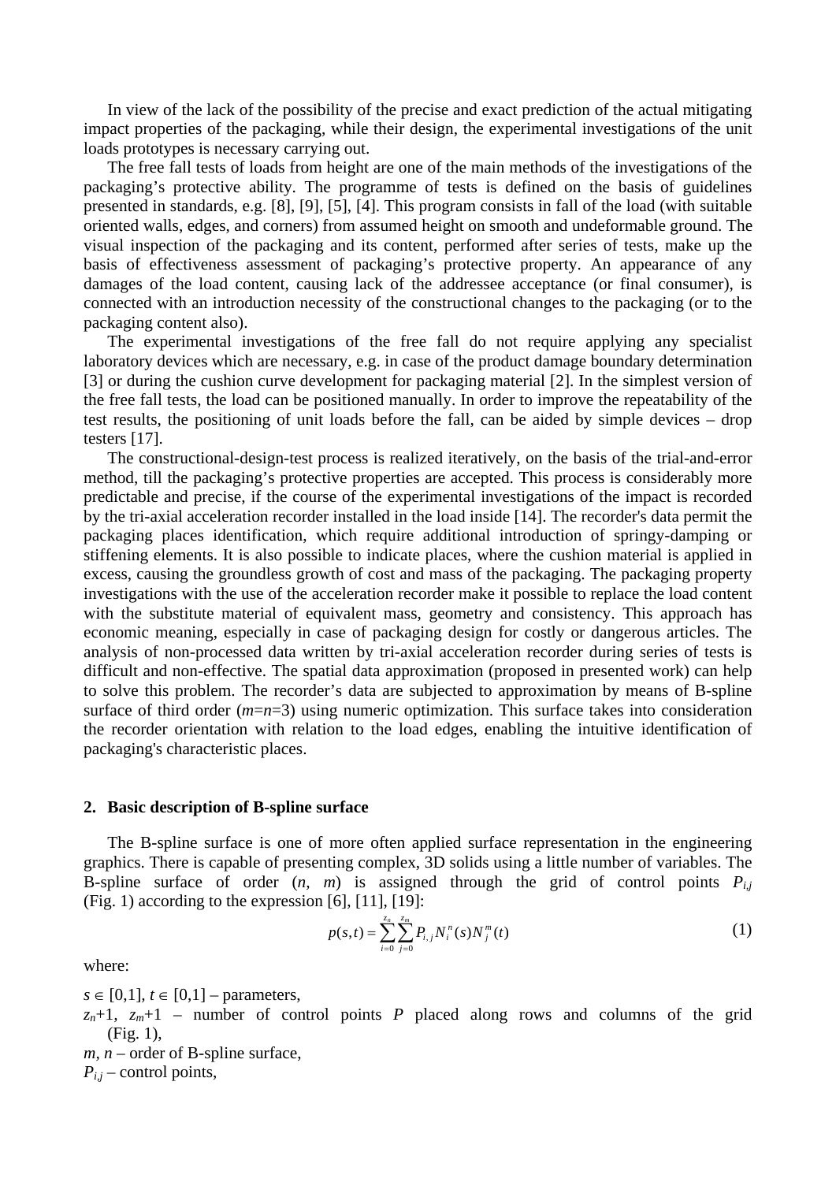In view of the lack of the possibility of the precise and exact prediction of the actual mitigating impact properties of the packaging, while their design, the experimental investigations of the unit loads prototypes is necessary carrying out.

The free fall tests of loads from height are one of the main methods of the investigations of the packaging's protective ability. The programme of tests is defined on the basis of guidelines presented in standards, e.g. [8], [9], [5], [4]. This program consists in fall of the load (with suitable oriented walls, edges, and corners) from assumed height on smooth and undeformable ground. The visual inspection of the packaging and its content, performed after series of tests, make up the basis of effectiveness assessment of packaging's protective property. An appearance of any damages of the load content, causing lack of the addressee acceptance (or final consumer), is connected with an introduction necessity of the constructional changes to the packaging (or to the packaging content also).

The experimental investigations of the free fall do not require applying any specialist laboratory devices which are necessary, e.g. in case of the product damage boundary determination [3] or during the cushion curve development for packaging material [2]. In the simplest version of the free fall tests, the load can be positioned manually. In order to improve the repeatability of the test results, the positioning of unit loads before the fall, can be aided by simple devices – drop testers [17].

The constructional-design-test process is realized iteratively, on the basis of the trial-and-error method, till the packaging's protective properties are accepted. This process is considerably more predictable and precise, if the course of the experimental investigations of the impact is recorded by the tri-axial acceleration recorder installed in the load inside [14]. The recorder's data permit the packaging places identification, which require additional introduction of springy-damping or stiffening elements. It is also possible to indicate places, where the cushion material is applied in excess, causing the groundless growth of cost and mass of the packaging. The packaging property investigations with the use of the acceleration recorder make it possible to replace the load content with the substitute material of equivalent mass, geometry and consistency. This approach has economic meaning, especially in case of packaging design for costly or dangerous articles. The analysis of non-processed data written by tri-axial acceleration recorder during series of tests is difficult and non-effective. The spatial data approximation (proposed in presented work) can help to solve this problem. The recorder's data are subjected to approximation by means of B-spline surface of third order ($m$=$n$=3) using numeric optimization. This surface takes into consideration the recorder orientation with relation to the load edges, enabling the intuitive identification of packaging's characteristic places.

## 2. Basic description of B-spline surface

The B-spline surface is one of more often applied surface representation in the engineering graphics. There is capable of presenting complex, 3D solids using a little number of variables. The B-spline surface of order ($n$, $m$) is assigned through the grid of control points $P_{i,j}$ (Fig. 1) according to the expression [6], [11], [19]:

$$p(s,t) = \sum_{i=0}^{z_n} \sum_{j=0}^{z_m} P_{i,j} N_i^n(s) N_j^m(t) \tag{1}$$

where:

$s \in [0,1]$, $t \in [0,1]$ – parameters,

$z_n$+1, $z_m$+1 – number of control points $P$ placed along rows and columns of the grid (Fig. 1),

$m$, $n$ – order of B-spline surface,

$P_{i,j}$ – control points,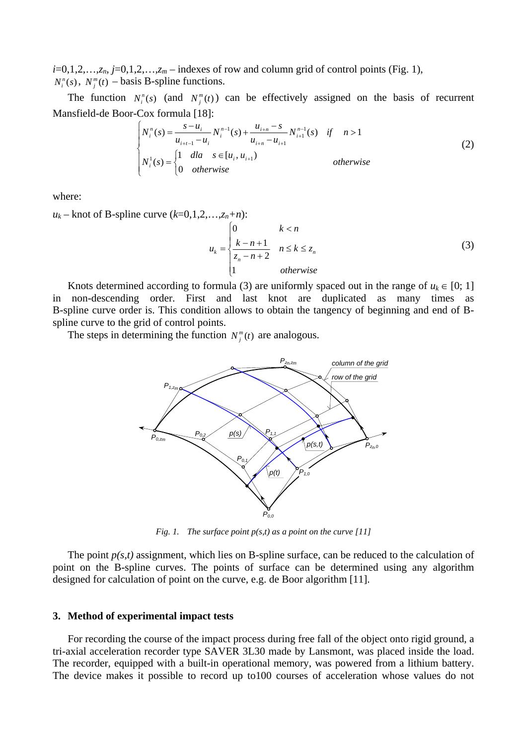$i$=0,1,2,…,$z_n$, $j$=0,1,2,…,$z_m$ – indexes of row and column grid of control points (Fig. 1), $N_i^n(s)$, $N_j^m(t)$ – basis B-spline functions.

The function $N_i^n(s)$ (and $N_j^m(t)$) can be effectively assigned on the basis of recurrent Mansfield-de Boor-Cox formula [18]:

$$\begin{cases} N_i^n(s) = \dfrac{s-u_i}{u_{i+t-1}-u_i} N_i^{n-1}(s) + \dfrac{u_{i+n}-s}{u_{i+n}-u_{i+1}} N_{i+1}^{n-1}(s) & if \quad n>1 \\ N_i^1(s) = \begin{cases} 1 & dla \quad s \in [u_i, u_{i+1}) \\ 0 & otherwise \end{cases} & otherwise \end{cases} \tag{2}$$

where:

$u_k$ – knot of B-spline curve ($k$=0,1,2,…,$z_n$+$n$):

$$u_k = \begin{cases} 0 & k<n \\ \dfrac{k-n+1}{z_n-n+2} & n \le k \le z_n \\ 1 & otherwise \end{cases} \tag{3}$$

Knots determined according to formula (3) are uniformly spaced out in the range of $u_k \in [0; 1]$ in non-descending order. First and last knot are duplicated as many times as B-spline curve order is. This condition allows to obtain the tangency of beginning and end of B-spline curve to the grid of control points.

The steps in determining the function $N_j^m(t)$ are analogous.

*Fig. 1. The surface point p(s,t) as a point on the curve [11]*

The point $p(s,t)$ assignment, which lies on B-spline surface, can be reduced to the calculation of point on the B-spline curves. The points of surface can be determined using any algorithm designed for calculation of point on the curve, e.g. de Boor algorithm [11].

### 3. Method of experimental impact tests

For recording the course of the impact process during free fall of the object onto rigid ground, a tri-axial acceleration recorder type SAVER 3L30 made by Lansmont, was placed inside the load. The recorder, equipped with a built-in operational memory, was powered from a lithium battery. The device makes it possible to record up to100 courses of acceleration whose values do not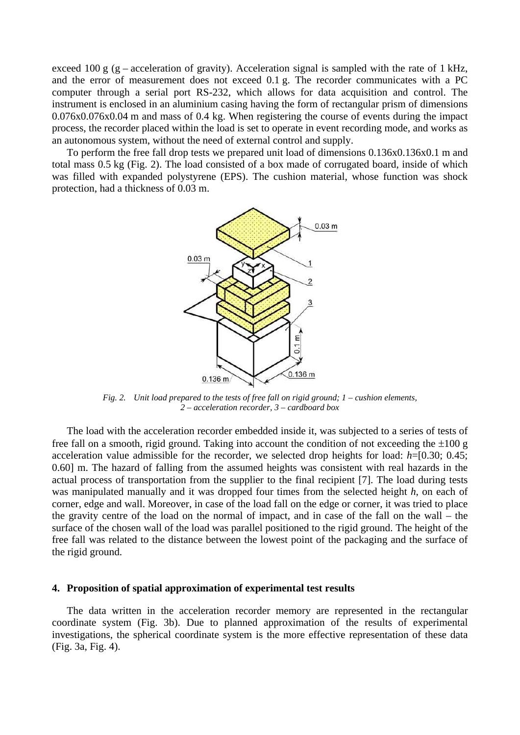exceed 100 g (g – acceleration of gravity). Acceleration signal is sampled with the rate of 1 kHz, and the error of measurement does not exceed 0.1 g. The recorder communicates with a PC computer through a serial port RS-232, which allows for data acquisition and control. The instrument is enclosed in an aluminium casing having the form of rectangular prism of dimensions 0.076x0.076x0.04 m and mass of 0.4 kg. When registering the course of events during the impact process, the recorder placed within the load is set to operate in event recording mode, and works as an autonomous system, without the need of external control and supply.

To perform the free fall drop tests we prepared unit load of dimensions 0.136x0.136x0.1 m and total mass 0.5 kg (Fig. 2). The load consisted of a box made of corrugated board, inside of which was filled with expanded polystyrene (EPS). The cushion material, whose function was shock protection, had a thickness of 0.03 m.

*Fig. 2. Unit load prepared to the tests of free fall on rigid ground; 1 – cushion elements, 2 – acceleration recorder, 3 – cardboard box*

The load with the acceleration recorder embedded inside it, was subjected to a series of tests of free fall on a smooth, rigid ground. Taking into account the condition of not exceeding the ±100 g acceleration value admissible for the recorder, we selected drop heights for load: $h$=[0.30; 0.45; 0.60] m. The hazard of falling from the assumed heights was consistent with real hazards in the actual process of transportation from the supplier to the final recipient [7]. The load during tests was manipulated manually and it was dropped four times from the selected height $h$, on each of corner, edge and wall. Moreover, in case of the load fall on the edge or corner, it was tried to place the gravity centre of the load on the normal of impact, and in case of the fall on the wall – the surface of the chosen wall of the load was parallel positioned to the rigid ground. The height of the free fall was related to the distance between the lowest point of the packaging and the surface of the rigid ground.

## 4. Proposition of spatial approximation of experimental test results

The data written in the acceleration recorder memory are represented in the rectangular coordinate system (Fig. 3b). Due to planned approximation of the results of experimental investigations, the spherical coordinate system is the more effective representation of these data (Fig. 3a, Fig. 4).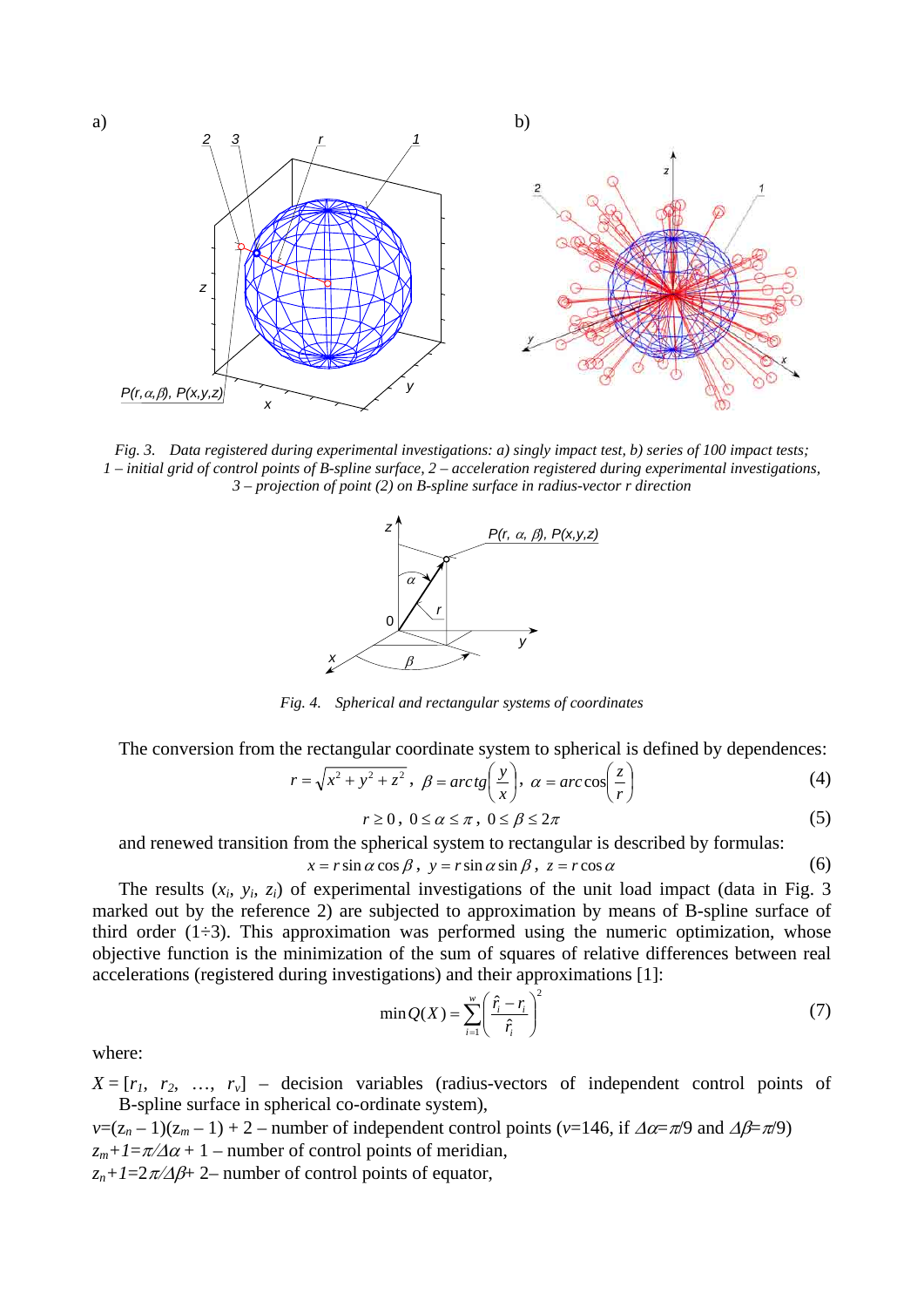*Fig. 3. Data registered during experimental investigations: a) singly impact test, b) series of 100 impact tests; 1 – initial grid of control points of B-spline surface, 2 – acceleration registered during experimental investigations, 3 – projection of point (2) on B-spline surface in radius-vector r direction*

*Fig. 4. Spherical and rectangular systems of coordinates*

The conversion from the rectangular coordinate system to spherical is defined by dependences:

$$r = \sqrt{x^2 + y^2 + z^2}\,,\ \beta = arctg\left(\frac{y}{x}\right),\ \alpha = arc\cos\left(\frac{z}{r}\right) \tag{4}$$

$$r \geq 0\,,\ 0 \leq \alpha \leq \pi\,,\ 0 \leq \beta \leq 2\pi \tag{5}$$

and renewed transition from the spherical system to rectangular is described by formulas:

$$x = r\sin\alpha\cos\beta\,,\ y = r\sin\alpha\sin\beta\,,\ z = r\cos\alpha \tag{6}$$

The results ($x_i$, $y_i$, $z_i$) of experimental investigations of the unit load impact (data in Fig. 3 marked out by the reference 2) are subjected to approximation by means of B-spline surface of third order (1÷3). This approximation was performed using the numeric optimization, whose objective function is the minimization of the sum of squares of relative differences between real accelerations (registered during investigations) and their approximations [1]:

$$\min Q(X) = \sum_{i=1}^{w}\left(\frac{\hat{r}_i - r_i}{\hat{r}_i}\right)^2 \tag{7}$$

where:

$X = [r_1,\ r_2,\ \ldots,\ r_v]$ – decision variables (radius-vectors of independent control points of B-spline surface in spherical co-ordinate system),

$v=(z_n - 1)(z_m - 1) + 2$ – number of independent control points ($v$=146, if $\Delta\alpha=\pi/9$ and $\Delta\beta=\pi/9$)

$z_m+1=\pi/\Delta\alpha + 1$ – number of control points of meridian,

$z_n+1=2\pi/\Delta\beta+ 2$– number of control points of equator,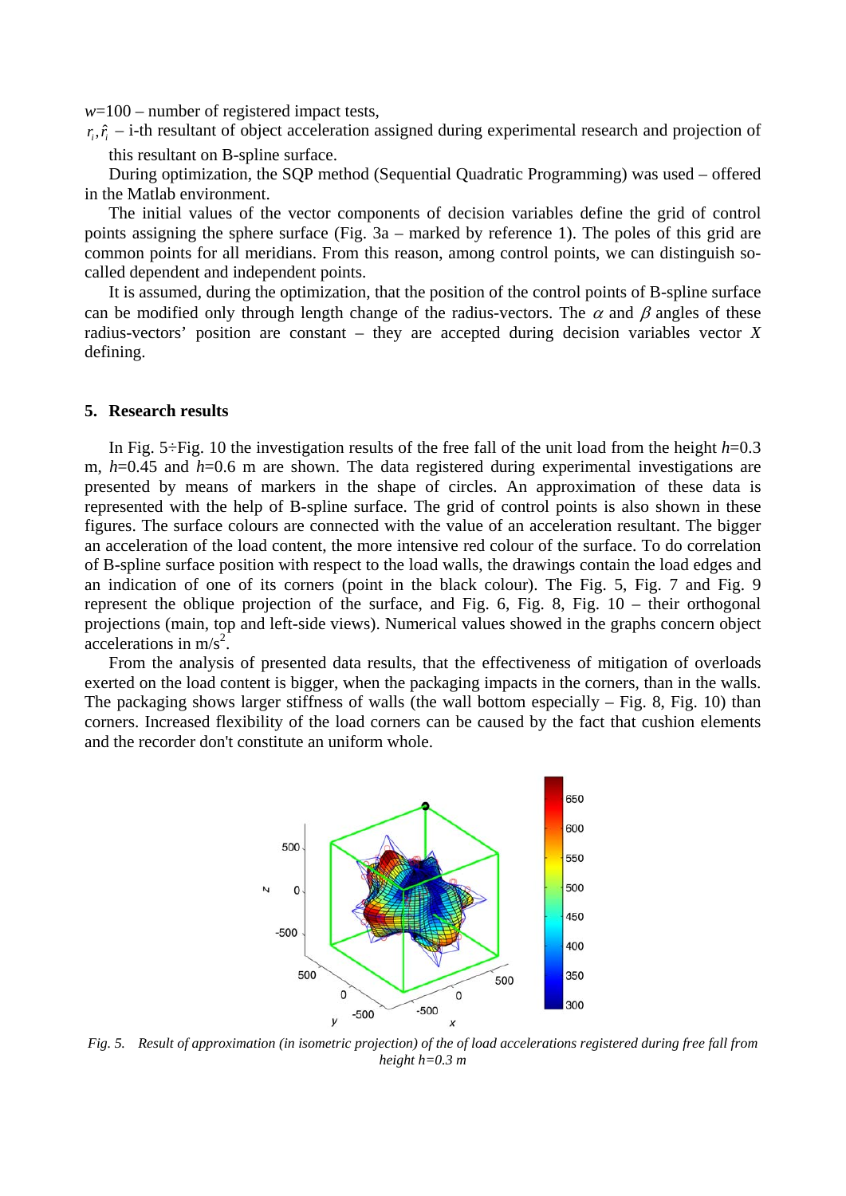$w$=100 – number of registered impact tests,

$r_i, \hat{r}_i$ – i-th resultant of object acceleration assigned during experimental research and projection of this resultant on B-spline surface.

During optimization, the SQP method (Sequential Quadratic Programming) was used – offered in the Matlab environment.

The initial values of the vector components of decision variables define the grid of control points assigning the sphere surface (Fig. 3a – marked by reference 1). The poles of this grid are common points for all meridians. From this reason, among control points, we can distinguish so-called dependent and independent points.

It is assumed, during the optimization, that the position of the control points of B-spline surface can be modified only through length change of the radius-vectors. The $\alpha$ and $\beta$ angles of these radius-vectors' position are constant – they are accepted during decision variables vector $X$ defining.

## 5. Research results

In Fig. 5÷Fig. 10 the investigation results of the free fall of the unit load from the height $h$=0.3 m, $h$=0.45 and $h$=0.6 m are shown. The data registered during experimental investigations are presented by means of markers in the shape of circles. An approximation of these data is represented with the help of B-spline surface. The grid of control points is also shown in these figures. The surface colours are connected with the value of an acceleration resultant. The bigger an acceleration of the load content, the more intensive red colour of the surface. To do correlation of B-spline surface position with respect to the load walls, the drawings contain the load edges and an indication of one of its corners (point in the black colour). The Fig. 5, Fig. 7 and Fig. 9 represent the oblique projection of the surface, and Fig. 6, Fig. 8, Fig. 10 – their orthogonal projections (main, top and left-side views). Numerical values showed in the graphs concern object accelerations in m/s$^2$.

From the analysis of presented data results, that the effectiveness of mitigation of overloads exerted on the load content is bigger, when the packaging impacts in the corners, than in the walls. The packaging shows larger stiffness of walls (the wall bottom especially – Fig. 8, Fig. 10) than corners. Increased flexibility of the load corners can be caused by the fact that cushion elements and the recorder don't constitute an uniform whole.

*Fig. 5. Result of approximation (in isometric projection) of the of load accelerations registered during free fall from height h=0.3 m*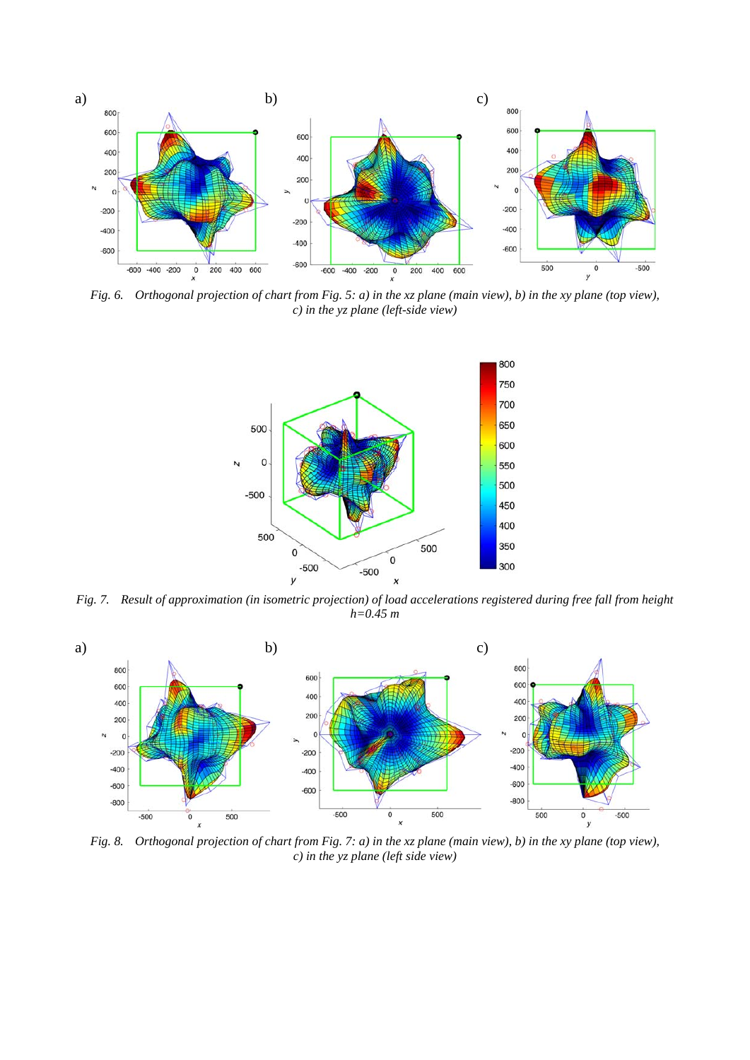Fig. 6. Orthogonal projection of chart from Fig. 5: a) in the xz plane (main view), b) in the xy plane (top view), c) in the yz plane (left-side view)

Fig. 7. Result of approximation (in isometric projection) of load accelerations registered during free fall from height $h$=0.45 m

Fig. 8. Orthogonal projection of chart from Fig. 7: a) in the xz plane (main view), b) in the xy plane (top view), c) in the yz plane (left side view)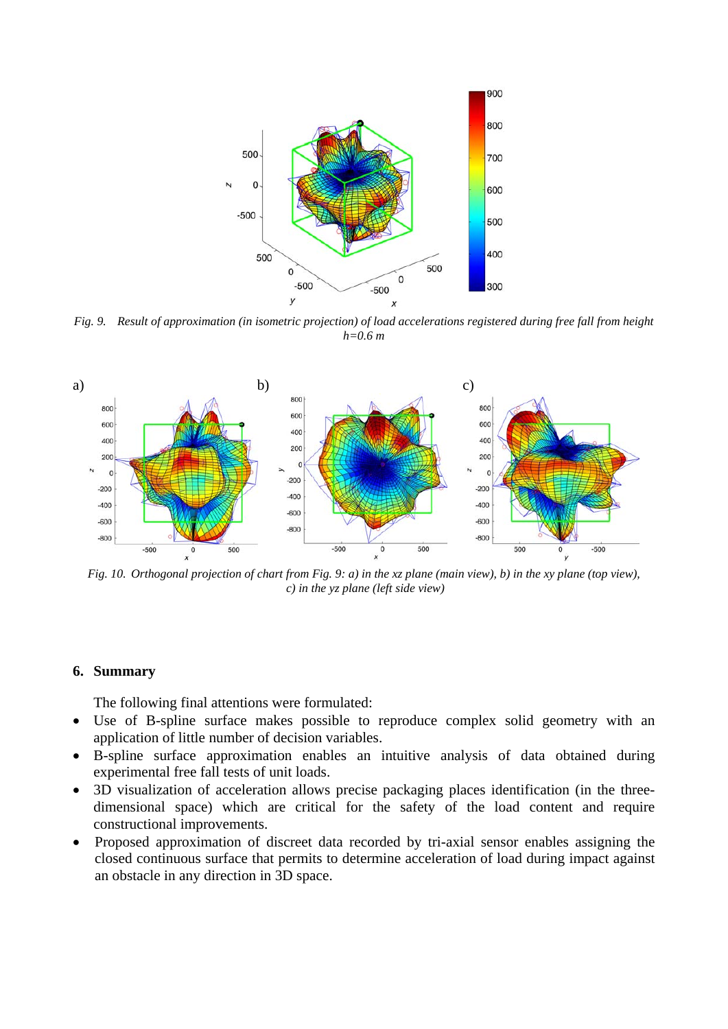*Fig. 9. Result of approximation (in isometric projection) of load accelerations registered during free fall from height h=0.6 m*

*Fig. 10. Orthogonal projection of chart from Fig. 9: a) in the xz plane (main view), b) in the xy plane (top view), c) in the yz plane (left side view)*

## 6. Summary

The following final attentions were formulated:

- Use of B-spline surface makes possible to reproduce complex solid geometry with an application of little number of decision variables.
- B-spline surface approximation enables an intuitive analysis of data obtained during experimental free fall tests of unit loads.
- 3D visualization of acceleration allows precise packaging places identification (in the three-dimensional space) which are critical for the safety of the load content and require constructional improvements.
- Proposed approximation of discreet data recorded by tri-axial sensor enables assigning the closed continuous surface that permits to determine acceleration of load during impact against an obstacle in any direction in 3D space.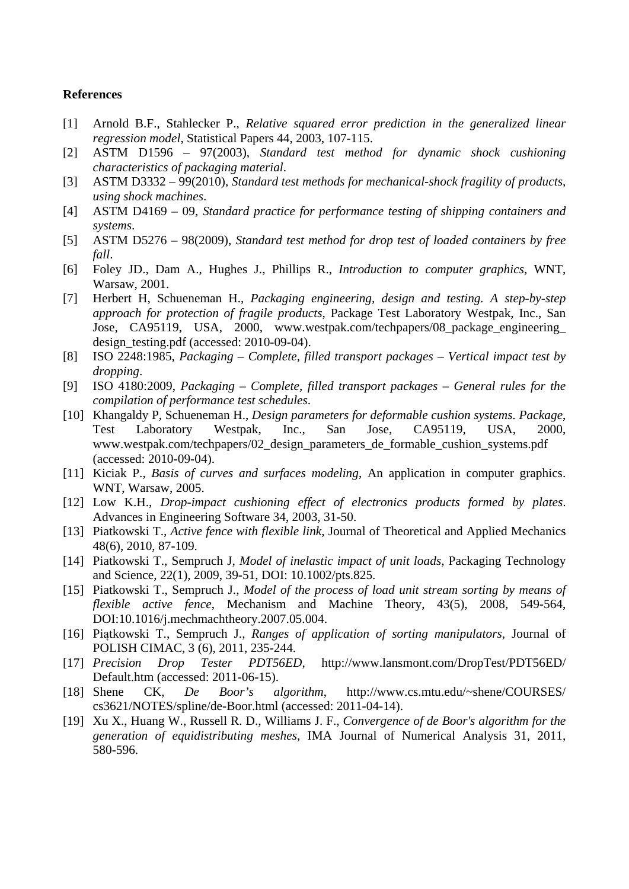**References**

[1] Arnold B.F., Stahlecker P., *Relative squared error prediction in the generalized linear regression model*, Statistical Papers 44, 2003, 107-115.

[2] ASTM D1596 – 97(2003), *Standard test method for dynamic shock cushioning characteristics of packaging material*.

[3] ASTM D3332 – 99(2010), *Standard test methods for mechanical-shock fragility of products, using shock machines*.

[4] ASTM D4169 – 09, *Standard practice for performance testing of shipping containers and systems*.

[5] ASTM D5276 – 98(2009), *Standard test method for drop test of loaded containers by free fall*.

[6] Foley JD., Dam A., Hughes J., Phillips R., *Introduction to computer graphics*, WNT, Warsaw, 2001.

[7] Herbert H, Schueneman H., *Packaging engineering, design and testing. A step-by-step approach for protection of fragile products*, Package Test Laboratory Westpak, Inc., San Jose, CA95119, USA, 2000, www.westpak.com/techpapers/08_package_engineering_design_testing.pdf (accessed: 2010-09-04).

[8] ISO 2248:1985, *Packaging – Complete, filled transport packages – Vertical impact test by dropping*.

[9] ISO 4180:2009, *Packaging – Complete, filled transport packages – General rules for the compilation of performance test schedules*.

[10] Khangaldy P, Schueneman H., *Design parameters for deformable cushion systems. Package*, Test Laboratory Westpak, Inc., San Jose, CA95119, USA, 2000, www.westpak.com/techpapers/02_design_parameters_de_formable_cushion_systems.pdf (accessed: 2010-09-04).

[11] Kiciak P., *Basis of curves and surfaces modeling*, An application in computer graphics. WNT, Warsaw, 2005.

[12] Low K.H., *Drop-impact cushioning effect of electronics products formed by plates*. Advances in Engineering Software 34, 2003, 31-50.

[13] Piatkowski T., *Active fence with flexible link*, Journal of Theoretical and Applied Mechanics 48(6), 2010, 87-109.

[14] Piatkowski T., Sempruch J, *Model of inelastic impact of unit loads*, Packaging Technology and Science, 22(1), 2009, 39-51, DOI: 10.1002/pts.825.

[15] Piatkowski T., Sempruch J., *Model of the process of load unit stream sorting by means of flexible active fence*, Mechanism and Machine Theory, 43(5), 2008, 549-564, DOI:10.1016/j.mechmachtheory.2007.05.004.

[16] Piątkowski T., Sempruch J., *Ranges of application of sorting manipulators*, Journal of POLISH CIMAC, 3 (6), 2011, 235-244.

[17] *Precision Drop Tester PDT56ED*, http://www.lansmont.com/DropTest/PDT56ED/Default.htm (accessed: 2011-06-15).

[18] Shene CK, *De Boor's algorithm*, http://www.cs.mtu.edu/~shene/COURSES/cs3621/NOTES/spline/de-Boor.html (accessed: 2011-04-14).

[19] Xu X., Huang W., Russell R. D., Williams J. F., *Convergence of de Boor's algorithm for the generation of equidistributing meshes*, IMA Journal of Numerical Analysis 31, 2011, 580-596.